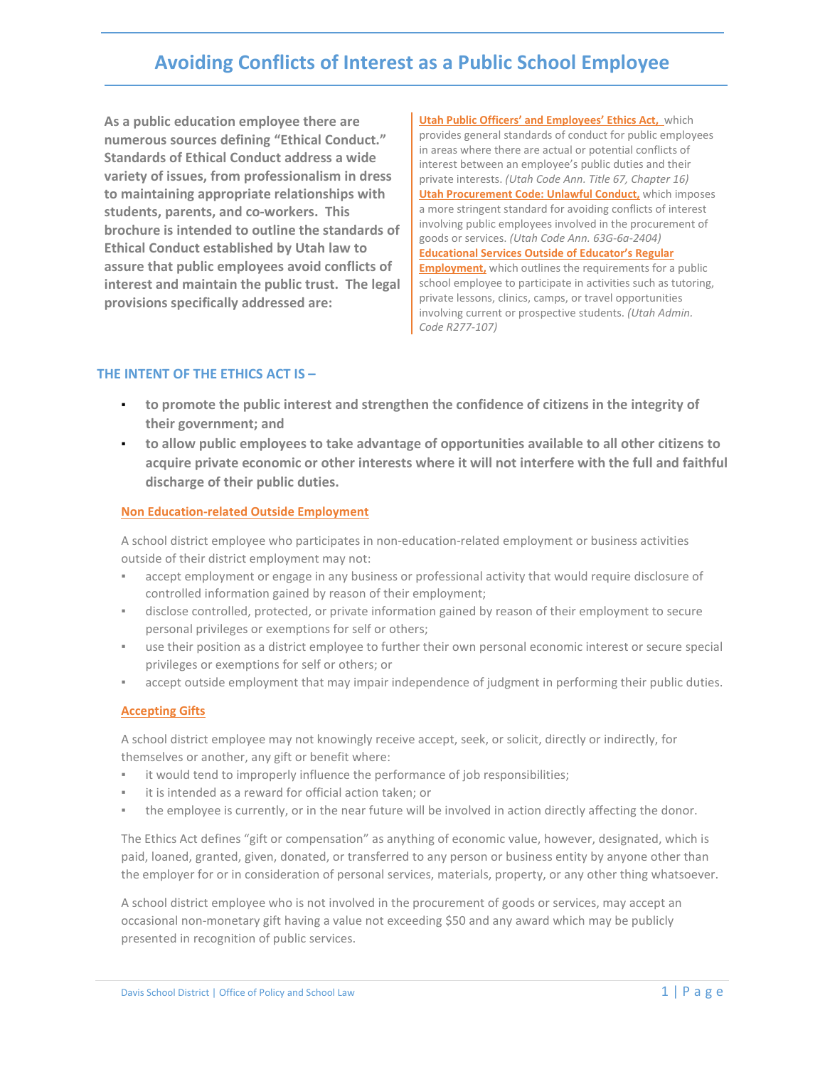# Avoiding Conflicts of Interest as a Public School Employee

**As a public education employee there are numerous sources defining "Ethical Conduct." Standards of Ethical Conduct address a wide variety of issues, from professionalism in dress to maintaining appropriate relationships with students, parents, and co-workers. This brochure is intended to outline the standards of Ethical Conduct established by Utah law to assure that public employees avoid conflicts of interest and maintain the public trust. The legal provisions specifically addressed are:**

**Utah Public Officers' and Employees' Ethics Act,** which provides general standards of conduct for public employees in areas where there are actual or potential conflicts of interest between an employee's public duties and their private interests. *(Utah Code Ann. Title 67, Chapter 16)*

**Utah Procurement Code: Unlawful Conduct,** which imposes a more stringent standard for avoiding conflicts of interest involving public employees involved in the procurement of goods or services. *(Utah Code Ann. 63G-6a-2404)*

**Educational Services Outside of Educator's Regular Employment,** which outlines the requirements for a public school employee to participate in activities such as tutoring, private lessons, clinics, camps, or travel opportunities involving current or prospective students. *(Utah Admin. Code R277-107)*

## THE INTENT OF THE ETHICS ACT IS –

- **to promote the public interest and strengthen the confidence of citizens in the integrity of their government; and**
- **to allow public employees to take advantage of opportunities available to all other citizens to acquire private economic or other interests where it will not interfere with the full and faithful discharge of their public duties.**

### Non Education-related Outside Employment

A school district employee who participates in non-education-related employment or business activities outside of their district employment may not:

- accept employment or engage in any business or professional activity that would require disclosure of controlled information gained by reason of their employment;
- disclose controlled, protected, or private information gained by reason of their employment to secure personal privileges or exemptions for self or others;
- use their position as a district employee to further their own personal economic interest or secure special privileges or exemptions for self or others; or
- accept outside employment that may impair independence of judgment in performing their public duties.

### Accepting Gifts

A school district employee may not knowingly receive accept, seek, or solicit, directly or indirectly, for themselves or another, any gift or benefit where:

- it would tend to improperly influence the performance of job responsibilities;
- it is intended as a reward for official action taken; or
- the employee is currently, or in the near future will be involved in action directly affecting the donor.

The Ethics Act defines "gift or compensation" as anything of economic value, however, designated, which is paid, loaned, granted, given, donated, or transferred to any person or business entity by anyone other than the employer for or in consideration of personal services, materials, property, or any other thing whatsoever.

A school district employee who is not involved in the procurement of goods or services, may accept an occasional non-monetary gift having a value not exceeding $50 and any award which may be publicly presented in recognition of public services.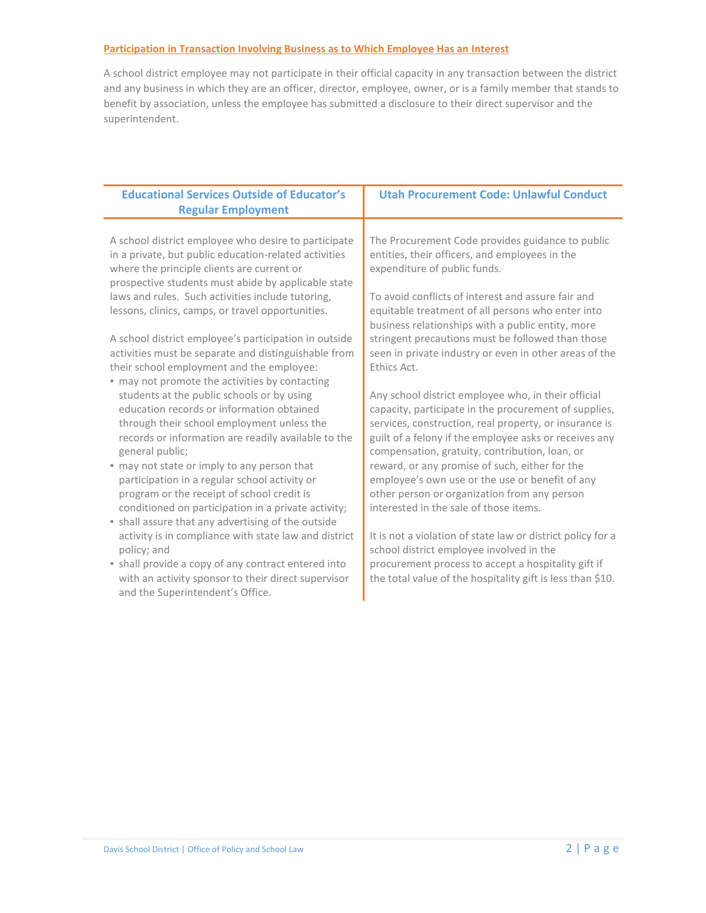**Participation in Transaction Involving Business as to Which Employee Has an Interest**

A school district employee may not participate in their official capacity in any transaction between the district and any business in which they are an officer, director, employee, owner, or is a family member that stands to benefit by association, unless the employee has submitted a disclosure to their direct supervisor and the superintendent.

## Educational Services Outside of Educator's Regular Employment

A school district employee who desire to participate in a private, but public education-related activities where the principle clients are current or prospective students must abide by applicable state laws and rules. Such activities include tutoring, lessons, clinics, camps, or travel opportunities.

A school district employee's participation in outside activities must be separate and distinguishable from their school employment and the employee:

- may not promote the activities by contacting students at the public schools or by using education records or information obtained through their school employment unless the records or information are readily available to the general public;
- may not state or imply to any person that participation in a regular school activity or program or the receipt of school credit is conditioned on participation in a private activity;
- shall assure that any advertising of the outside activity is in compliance with state law and district policy; and
- shall provide a copy of any contract entered into with an activity sponsor to their direct supervisor and the Superintendent's Office.

## Utah Procurement Code: Unlawful Conduct

The Procurement Code provides guidance to public entities, their officers, and employees in the expenditure of public funds.

To avoid conflicts of interest and assure fair and equitable treatment of all persons who enter into business relationships with a public entity, more stringent precautions must be followed than those seen in private industry or even in other areas of the Ethics Act.

Any school district employee who, in their official capacity, participate in the procurement of supplies, services, construction, real property, or insurance is guilt of a felony if the employee asks or receives any compensation, gratuity, contribution, loan, or reward, or any promise of such, either for the employee's own use or the use or benefit of any other person or organization from any person interested in the sale of those items.

It is not a violation of state law or district policy for a school district employee involved in the procurement process to accept a hospitality gift if the total value of the hospitality gift is less than $10.